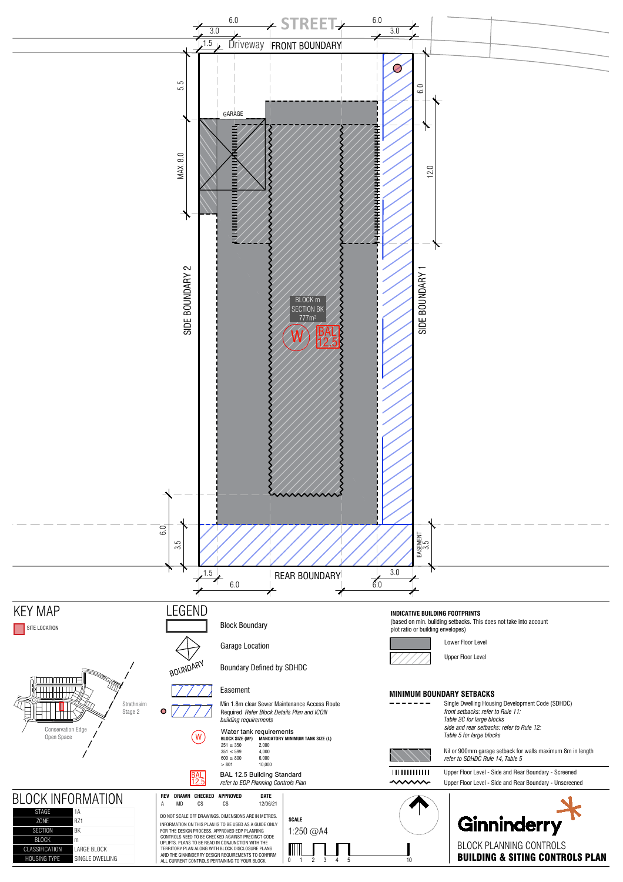STREET

Driveway FRONT BOUNDARY

6.0 | 3.0 | 1.5 | 6.0 | 3.0

GARAGE

5.5 | MAX. 8.0 | 6.0 | 12.0

SIDE BOUNDARY 2 | SIDE BOUNDARY 1

BLOCK m
SECTION BK
777m²

W | BAL 12.5

6.0 | 3.5 | EASEMENT 3.5

1.5 | 6.0 | REAR BOUNDARY | 3.0 | 6.0

# KEY MAP

SITE LOCATION

Strathnairn Stage 2

Conservation Edge Open Space

# LEGEND

- Block Boundary
- Garage Location
- Boundary Defined by SDHDC
- Easement
- Min 1.8m clear Sewer Maintenance Access Route Required *Refer Block Details Plan and ICON building requirements*
- Water tank requirements

| BLOCK SIZE (M²) | MANDATORY MINIMUM TANK SIZE (L) |
|---|---|
| 251 ≤ 350 | 2,000 |
| 351 ≤ 599 | 4,000 |
| 600 ≤ 800 | 6,000 |
| > 801 | 10,000 |

- BAL 12.5 Building Standard *refer to EDP Planning Controls Plan*

**INDICATIVE BUILDING FOOTPRINTS**

(based on min. building setbacks. This does not take into account plot ratio or building envelopes)

- Lower Floor Level
- Upper Floor Level

**MINIMUM BOUNDARY SETBACKS**

- Single Dwelling Housing Development Code (SDHDC) *front setbacks: refer to Rule 11: Table 2C for large blocks* *side and rear setbacks: refer to Rule 12: Table 5 for large blocks*
- Nil or 900mm garage setback for walls maximum 8m in length *refer to SDHDC Rule 14, Table 5*
- Upper Floor Level - Side and Rear Boundary - Screened
- Upper Floor Level - Side and Rear Boundary - Unscreened

# BLOCK INFORMATION

| | |
|---|---|
| STAGE | 1A |
| ZONE | RZ1 |
| SECTION | BK |
| BLOCK | m |
| CLASSIFICATION | LARGE BLOCK |
| HOUSING TYPE | SINGLE DWELLING |

| REV | DRAWN | CHECKED | APPROVED | DATE |
|---|---|---|---|---|
| A | MD | CS | CS | 12/06/21 |

DO NOT SCALE OFF DRAWINGS. DIMENSIONS ARE IN METRES.

INFORMATION ON THIS PLAN IS TO BE USED AS A GUIDE ONLY FOR THE DESIGN PROCESS. APPROVED EDP PLANNING CONTROLS NEED TO BE CHECKED AGAINST PRECINCT CODE UPLIFTS. PLANS TO BE READ IN CONJUNCTION WITH THE TERRITORY PLAN ALONG WITH BLOCK DISCLOSURE PLANS AND THE GINNINDERRY DESIGN REQUIREMENTS TO CONFIRM ALL CURRENT CONTROLS PERTAINING TO YOUR BLOCK.

**SCALE**

1:250 @A4

0 1 2 3 4 5 10

Ginninderry

BLOCK PLANNING CONTROLS

**BUILDING & SITING CONTROLS PLAN**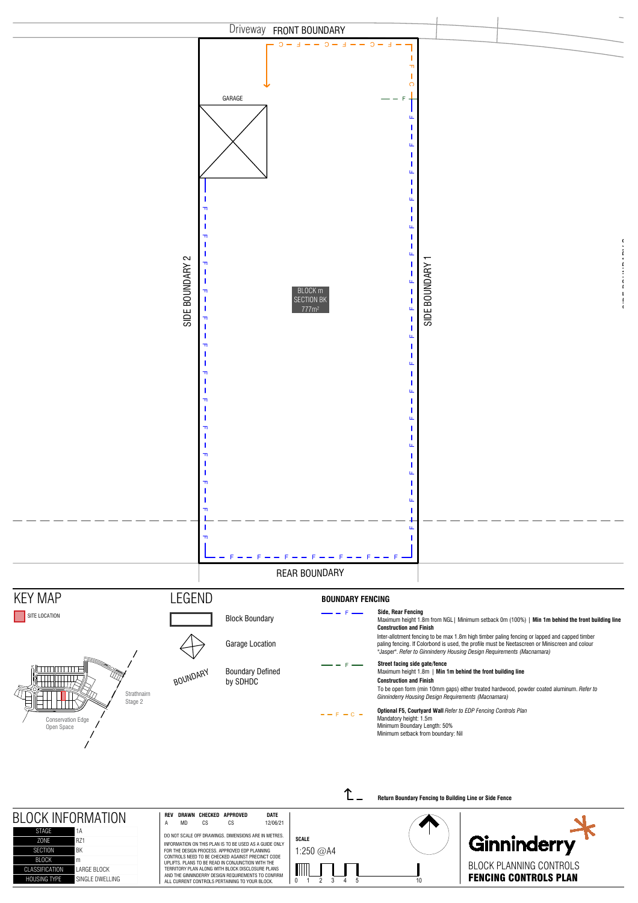Driveway FRONT BOUNDARY

GARAGE

SIDE BOUNDARY 2

BLOCK m
SECTION BK
777m²

SIDE BOUNDARY 1

REAR BOUNDARY

## KEY MAP

SITE LOCATION

Strathnairn Stage 2

Conservation Edge Open Space

## LEGEND

Block Boundary

Garage Location

BOUNDARY — Boundary Defined by SDHDC

## BOUNDARY FENCING

**Side, Rear Fencing**
Maximum height 1.8m from NGL | Minimum setback 0m (100%) | **Min 1m behind the front building line**
**Construction and Finish**
Inter-allotment fencing to be max 1.8m high timber paling fencing or lapped and capped timber paling fencing. If Colorbond is used, the profile must be Neetascreen or Miniscreen and colour "Jasper". *Refer to Ginninderry Housing Design Requirements (Macnamara)*

**Street facing side gate/fence**
Maximum height 1.8m | **Min 1m behind the front building line**
**Construction and Finish**
To be open form (min 10mm gaps) either treated hardwood, powder coated aluminum. *Refer to Ginninderry Housing Design Requirements (Macnamara)*

**Optional F5, Courtyard Wall** *Refer to EDP Fencing Controls Plan*
Mandatory height: 1.5m
Minimum Boundary Length: 50%
Minimum setback from boundary: Nil

**Return Boundary Fencing to Building Line or Side Fence**

## BLOCK INFORMATION

| | |
|---|---|
| STAGE | 1A |
| ZONE | RZ1 |
| SECTION | BK |
| BLOCK | m |
| CLASSIFICATION | LARGE BLOCK |
| HOUSING TYPE | SINGLE DWELLING |

| REV | DRAWN | CHECKED | APPROVED | DATE |
|---|---|---|---|---|
| A | MD | CS | CS | 12/06/21 |

DO NOT SCALE OFF DRAWINGS. DIMENSIONS ARE IN METRES.
INFORMATION ON THIS PLAN IS TO BE USED AS A GUIDE ONLY FOR THE DESIGN PROCESS. APPROVED EDP PLANNING CONTROLS NEED TO BE CHECKED AGAINST PRECINCT CODE UPLIFTS. PLANS TO BE READ IN CONJUNCTION WITH THE TERRITORY PLAN ALONG WITH BLOCK DISCLOSURE PLANS AND THE GINNINDERRY DESIGN REQUIREMENTS TO CONFIRM ALL CURRENT CONTROLS PERTAINING TO YOUR BLOCK.

**SCALE**
1:250 @A4
0 1 2 3 4 5 10

Ginninderry
BLOCK PLANNING CONTROLS
**FENCING CONTROLS PLAN**